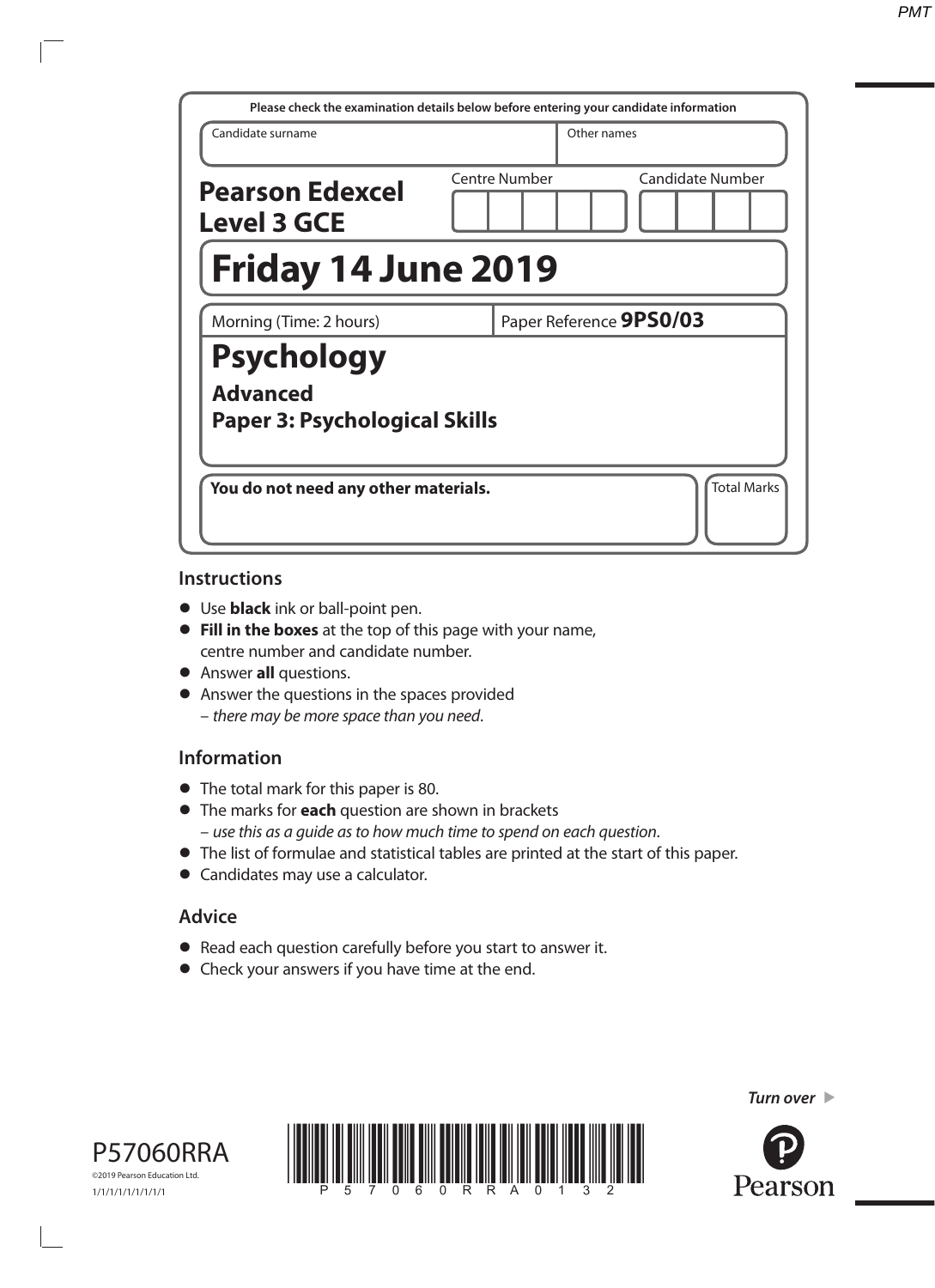Please check the examination details below before entering your candidate information

| Candidate surname | Other names |
|---|---|
| | |

**Pearson Edexcel Level 3 GCE**

Centre Number | Candidate Number

# Friday 14 June 2019

Morning (Time: 2 hours) | Paper Reference **9PS0/03**

# Psychology

## Advanced

## Paper 3: Psychological Skills

**You do not need any other materials.**

Total Marks

## Instructions

- Use **black** ink or ball-point pen.
- **Fill in the boxes** at the top of this page with your name, centre number and candidate number.
- Answer **all** questions.
- Answer the questions in the spaces provided – *there may be more space than you need*.

## Information

- The total mark for this paper is 80.
- The marks for **each** question are shown in brackets – *use this as a guide as to how much time to spend on each question*.
- The list of formulae and statistical tables are printed at the start of this paper.
- Candidates may use a calculator.

## Advice

- Read each question carefully before you start to answer it.
- Check your answers if you have time at the end.

*Turn over*

P57060RRA

©2019 Pearson Education Ltd.

1/1/1/1/1/1/1/1/1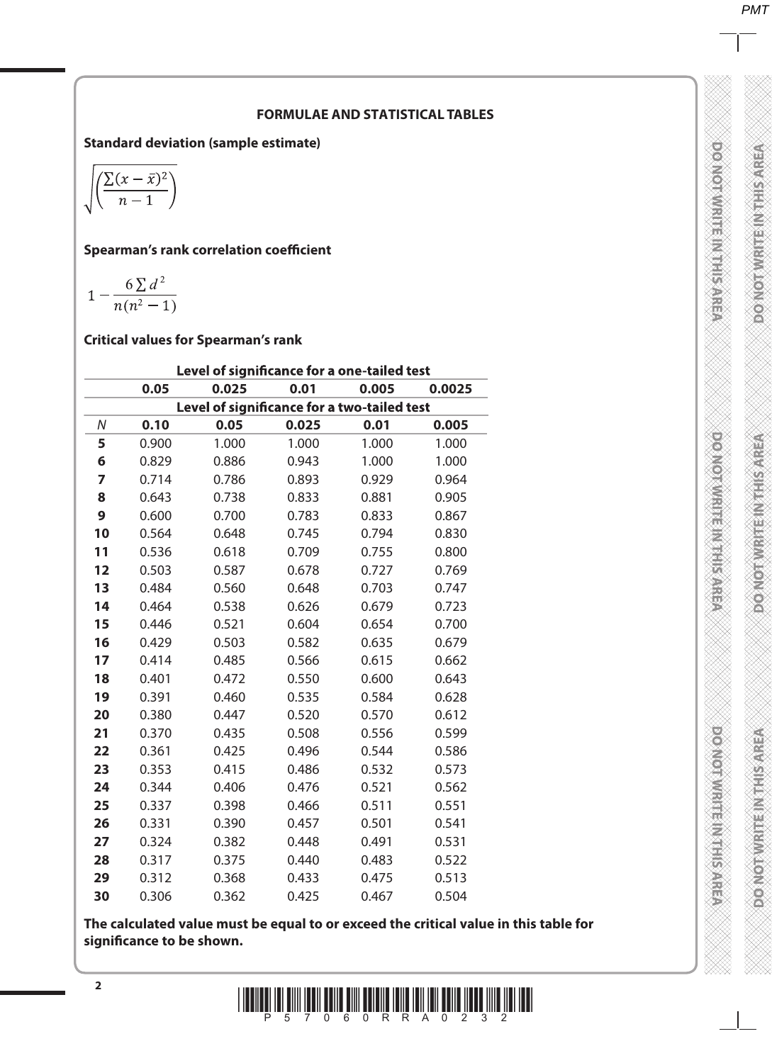## FORMULAE AND STATISTICAL TABLES

**Standard deviation (sample estimate)**

$$\sqrt{\left(\frac{\sum(x-\bar{x})^2}{n-1}\right)}$$

**Spearman's rank correlation coefficient**

$$1-\frac{6\sum d^2}{n(n^2-1)}$$

**Critical values for Spearman's rank**

| | Level of significance for a one-tailed test | | | | |
|---|---|---|---|---|---|
| | **0.05** | **0.025** | **0.01** | **0.005** | **0.0025** |
| | Level of significance for a two-tailed test | | | | |
| *N* | **0.10** | **0.05** | **0.025** | **0.01** | **0.005** |
| **5** | 0.900 | 1.000 | 1.000 | 1.000 | 1.000 |
| **6** | 0.829 | 0.886 | 0.943 | 1.000 | 1.000 |
| **7** | 0.714 | 0.786 | 0.893 | 0.929 | 0.964 |
| **8** | 0.643 | 0.738 | 0.833 | 0.881 | 0.905 |
| **9** | 0.600 | 0.700 | 0.783 | 0.833 | 0.867 |
| **10** | 0.564 | 0.648 | 0.745 | 0.794 | 0.830 |
| **11** | 0.536 | 0.618 | 0.709 | 0.755 | 0.800 |
| **12** | 0.503 | 0.587 | 0.678 | 0.727 | 0.769 |
| **13** | 0.484 | 0.560 | 0.648 | 0.703 | 0.747 |
| **14** | 0.464 | 0.538 | 0.626 | 0.679 | 0.723 |
| **15** | 0.446 | 0.521 | 0.604 | 0.654 | 0.700 |
| **16** | 0.429 | 0.503 | 0.582 | 0.635 | 0.679 |
| **17** | 0.414 | 0.485 | 0.566 | 0.615 | 0.662 |
| **18** | 0.401 | 0.472 | 0.550 | 0.600 | 0.643 |
| **19** | 0.391 | 0.460 | 0.535 | 0.584 | 0.628 |
| **20** | 0.380 | 0.447 | 0.520 | 0.570 | 0.612 |
| **21** | 0.370 | 0.435 | 0.508 | 0.556 | 0.599 |
| **22** | 0.361 | 0.425 | 0.496 | 0.544 | 0.586 |
| **23** | 0.353 | 0.415 | 0.486 | 0.532 | 0.573 |
| **24** | 0.344 | 0.406 | 0.476 | 0.521 | 0.562 |
| **25** | 0.337 | 0.398 | 0.466 | 0.511 | 0.551 |
| **26** | 0.331 | 0.390 | 0.457 | 0.501 | 0.541 |
| **27** | 0.324 | 0.382 | 0.448 | 0.491 | 0.531 |
| **28** | 0.317 | 0.375 | 0.440 | 0.483 | 0.522 |
| **29** | 0.312 | 0.368 | 0.433 | 0.475 | 0.513 |
| **30** | 0.306 | 0.362 | 0.425 | 0.467 | 0.504 |

**The calculated value must be equal to or exceed the critical value in this table for significance to be shown.**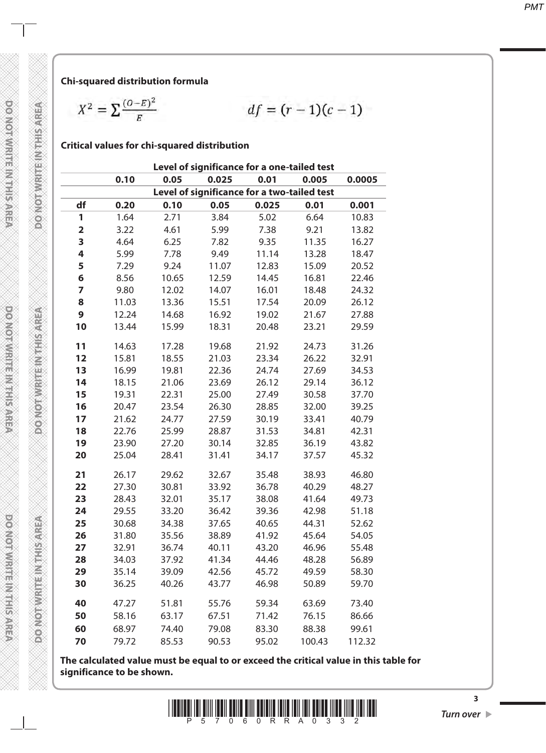**Chi-squared distribution formula**

$$X^2 = \sum \frac{(O-E)^2}{E} \qquad df = (r-1)(c-1)$$

**Critical values for chi-squared distribution**

| | Level of significance for a one-tailed test | | | | | |
|---|---|---|---|---|---|---|
| | 0.10 | 0.05 | 0.025 | 0.01 | 0.005 | 0.0005 |
| | Level of significance for a two-tailed test | | | | | |
| **df** | **0.20** | **0.10** | **0.05** | **0.025** | **0.01** | **0.001** |
| **1** | 1.64 | 2.71 | 3.84 | 5.02 | 6.64 | 10.83 |
| **2** | 3.22 | 4.61 | 5.99 | 7.38 | 9.21 | 13.82 |
| **3** | 4.64 | 6.25 | 7.82 | 9.35 | 11.35 | 16.27 |
| **4** | 5.99 | 7.78 | 9.49 | 11.14 | 13.28 | 18.47 |
| **5** | 7.29 | 9.24 | 11.07 | 12.83 | 15.09 | 20.52 |
| **6** | 8.56 | 10.65 | 12.59 | 14.45 | 16.81 | 22.46 |
| **7** | 9.80 | 12.02 | 14.07 | 16.01 | 18.48 | 24.32 |
| **8** | 11.03 | 13.36 | 15.51 | 17.54 | 20.09 | 26.12 |
| **9** | 12.24 | 14.68 | 16.92 | 19.02 | 21.67 | 27.88 |
| **10** | 13.44 | 15.99 | 18.31 | 20.48 | 23.21 | 29.59 |
| **11** | 14.63 | 17.28 | 19.68 | 21.92 | 24.73 | 31.26 |
| **12** | 15.81 | 18.55 | 21.03 | 23.34 | 26.22 | 32.91 |
| **13** | 16.99 | 19.81 | 22.36 | 24.74 | 27.69 | 34.53 |
| **14** | 18.15 | 21.06 | 23.69 | 26.12 | 29.14 | 36.12 |
| **15** | 19.31 | 22.31 | 25.00 | 27.49 | 30.58 | 37.70 |
| **16** | 20.47 | 23.54 | 26.30 | 28.85 | 32.00 | 39.25 |
| **17** | 21.62 | 24.77 | 27.59 | 30.19 | 33.41 | 40.79 |
| **18** | 22.76 | 25.99 | 28.87 | 31.53 | 34.81 | 42.31 |
| **19** | 23.90 | 27.20 | 30.14 | 32.85 | 36.19 | 43.82 |
| **20** | 25.04 | 28.41 | 31.41 | 34.17 | 37.57 | 45.32 |
| **21** | 26.17 | 29.62 | 32.67 | 35.48 | 38.93 | 46.80 |
| **22** | 27.30 | 30.81 | 33.92 | 36.78 | 40.29 | 48.27 |
| **23** | 28.43 | 32.01 | 35.17 | 38.08 | 41.64 | 49.73 |
| **24** | 29.55 | 33.20 | 36.42 | 39.36 | 42.98 | 51.18 |
| **25** | 30.68 | 34.38 | 37.65 | 40.65 | 44.31 | 52.62 |
| **26** | 31.80 | 35.56 | 38.89 | 41.92 | 45.64 | 54.05 |
| **27** | 32.91 | 36.74 | 40.11 | 43.20 | 46.96 | 55.48 |
| **28** | 34.03 | 37.92 | 41.34 | 44.46 | 48.28 | 56.89 |
| **29** | 35.14 | 39.09 | 42.56 | 45.72 | 49.59 | 58.30 |
| **30** | 36.25 | 40.26 | 43.77 | 46.98 | 50.89 | 59.70 |
| **40** | 47.27 | 51.81 | 55.76 | 59.34 | 63.69 | 73.40 |
| **50** | 58.16 | 63.17 | 67.51 | 71.42 | 76.15 | 86.66 |
| **60** | 68.97 | 74.40 | 79.08 | 83.30 | 88.38 | 99.61 |
| **70** | 79.72 | 85.53 | 90.53 | 95.02 | 100.43 | 112.32 |

**The calculated value must be equal to or exceed the critical value in this table for significance to be shown.**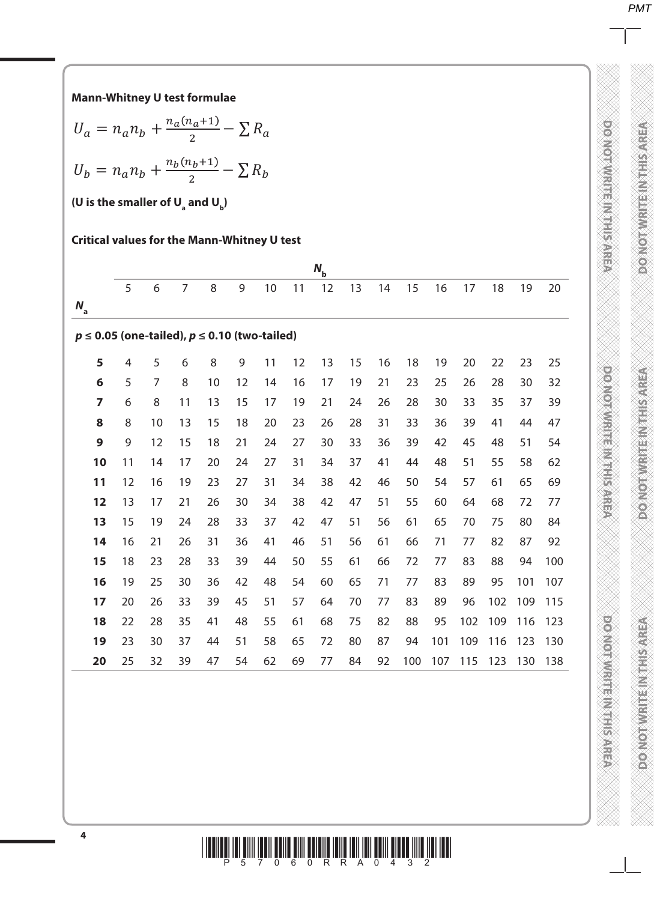**Mann-Whitney U test formulae**

$$U_a = n_a n_b + \frac{n_a(n_a+1)}{2} - \sum R_a$$

$$U_b = n_a n_b + \frac{n_b(n_b+1)}{2} - \sum R_b$$

**(U is the smaller of $U_a$ and $U_b$)**

**Critical values for the Mann-Whitney U test**

| | $N_b$ | | | | | | | | | | | | | | | |
|---|---|---|---|---|---|---|---|---|---|---|---|---|---|---|---|---|
| $N_a$ | 5 | 6 | 7 | 8 | 9 | 10 | 11 | 12 | 13 | 14 | 15 | 16 | 17 | 18 | 19 | 20 |
| **$p \leq 0.05$ (one-tailed), $p \leq 0.10$ (two-tailed)** | | | | | | | | | | | | | | | | |
| **5** | 4 | 5 | 6 | 8 | 9 | 11 | 12 | 13 | 15 | 16 | 18 | 19 | 20 | 22 | 23 | 25 |
| **6** | 5 | 7 | 8 | 10 | 12 | 14 | 16 | 17 | 19 | 21 | 23 | 25 | 26 | 28 | 30 | 32 |
| **7** | 6 | 8 | 11 | 13 | 15 | 17 | 19 | 21 | 24 | 26 | 28 | 30 | 33 | 35 | 37 | 39 |
| **8** | 8 | 10 | 13 | 15 | 18 | 20 | 23 | 26 | 28 | 31 | 33 | 36 | 39 | 41 | 44 | 47 |
| **9** | 9 | 12 | 15 | 18 | 21 | 24 | 27 | 30 | 33 | 36 | 39 | 42 | 45 | 48 | 51 | 54 |
| **10** | 11 | 14 | 17 | 20 | 24 | 27 | 31 | 34 | 37 | 41 | 44 | 48 | 51 | 55 | 58 | 62 |
| **11** | 12 | 16 | 19 | 23 | 27 | 31 | 34 | 38 | 42 | 46 | 50 | 54 | 57 | 61 | 65 | 69 |
| **12** | 13 | 17 | 21 | 26 | 30 | 34 | 38 | 42 | 47 | 51 | 55 | 60 | 64 | 68 | 72 | 77 |
| **13** | 15 | 19 | 24 | 28 | 33 | 37 | 42 | 47 | 51 | 56 | 61 | 65 | 70 | 75 | 80 | 84 |
| **14** | 16 | 21 | 26 | 31 | 36 | 41 | 46 | 51 | 56 | 61 | 66 | 71 | 77 | 82 | 87 | 92 |
| **15** | 18 | 23 | 28 | 33 | 39 | 44 | 50 | 55 | 61 | 66 | 72 | 77 | 83 | 88 | 94 | 100 |
| **16** | 19 | 25 | 30 | 36 | 42 | 48 | 54 | 60 | 65 | 71 | 77 | 83 | 89 | 95 | 101 | 107 |
| **17** | 20 | 26 | 33 | 39 | 45 | 51 | 57 | 64 | 70 | 77 | 83 | 89 | 96 | 102 | 109 | 115 |
| **18** | 22 | 28 | 35 | 41 | 48 | 55 | 61 | 68 | 75 | 82 | 88 | 95 | 102 | 109 | 116 | 123 |
| **19** | 23 | 30 | 37 | 44 | 51 | 58 | 65 | 72 | 80 | 87 | 94 | 101 | 109 | 116 | 123 | 130 |
| **20** | 25 | 32 | 39 | 47 | 54 | 62 | 69 | 77 | 84 | 92 | 100 | 107 | 115 | 123 | 130 | 138 |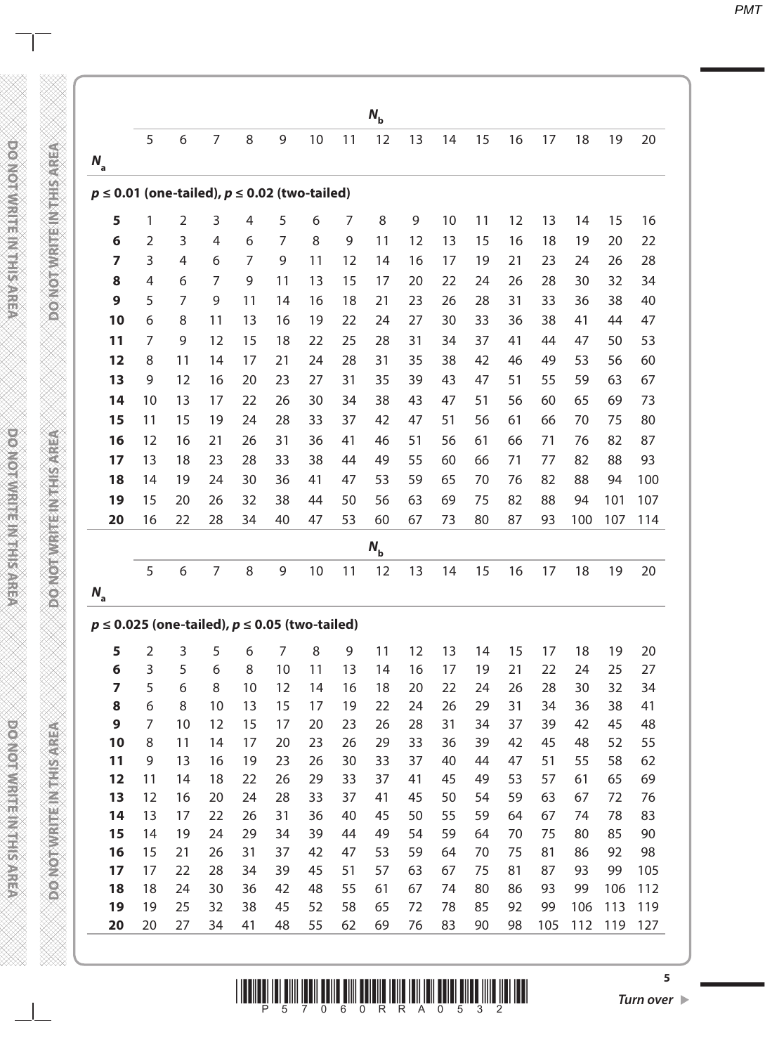| | $N_b$ | | | | | | | | | | | | | | | |
|---|---|---|---|---|---|---|---|---|---|---|---|---|---|---|---|---|
| $N_a$ | 5 | 6 | 7 | 8 | 9 | 10 | 11 | 12 | 13 | 14 | 15 | 16 | 17 | 18 | 19 | 20 |
| **$p \leq 0.01$ (one-tailed), $p \leq 0.02$ (two-tailed)** | | | | | | | | | | | | | | | | |
| **5** | 1 | 2 | 3 | 4 | 5 | 6 | 7 | 8 | 9 | 10 | 11 | 12 | 13 | 14 | 15 | 16 |
| **6** | 2 | 3 | 4 | 6 | 7 | 8 | 9 | 11 | 12 | 13 | 15 | 16 | 18 | 19 | 20 | 22 |
| **7** | 3 | 4 | 6 | 7 | 9 | 11 | 12 | 14 | 16 | 17 | 19 | 21 | 23 | 24 | 26 | 28 |
| **8** | 4 | 6 | 7 | 9 | 11 | 13 | 15 | 17 | 20 | 22 | 24 | 26 | 28 | 30 | 32 | 34 |
| **9** | 5 | 7 | 9 | 11 | 14 | 16 | 18 | 21 | 23 | 26 | 28 | 31 | 33 | 36 | 38 | 40 |
| **10** | 6 | 8 | 11 | 13 | 16 | 19 | 22 | 24 | 27 | 30 | 33 | 36 | 38 | 41 | 44 | 47 |
| **11** | 7 | 9 | 12 | 15 | 18 | 22 | 25 | 28 | 31 | 34 | 37 | 41 | 44 | 47 | 50 | 53 |
| **12** | 8 | 11 | 14 | 17 | 21 | 24 | 28 | 31 | 35 | 38 | 42 | 46 | 49 | 53 | 56 | 60 |
| **13** | 9 | 12 | 16 | 20 | 23 | 27 | 31 | 35 | 39 | 43 | 47 | 51 | 55 | 59 | 63 | 67 |
| **14** | 10 | 13 | 17 | 22 | 26 | 30 | 34 | 38 | 43 | 47 | 51 | 56 | 60 | 65 | 69 | 73 |
| **15** | 11 | 15 | 19 | 24 | 28 | 33 | 37 | 42 | 47 | 51 | 56 | 61 | 66 | 70 | 75 | 80 |
| **16** | 12 | 16 | 21 | 26 | 31 | 36 | 41 | 46 | 51 | 56 | 61 | 66 | 71 | 76 | 82 | 87 |
| **17** | 13 | 18 | 23 | 28 | 33 | 38 | 44 | 49 | 55 | 60 | 66 | 71 | 77 | 82 | 88 | 93 |
| **18** | 14 | 19 | 24 | 30 | 36 | 41 | 47 | 53 | 59 | 65 | 70 | 76 | 82 | 88 | 94 | 100 |
| **19** | 15 | 20 | 26 | 32 | 38 | 44 | 50 | 56 | 63 | 69 | 75 | 82 | 88 | 94 | 101 | 107 |
| **20** | 16 | 22 | 28 | 34 | 40 | 47 | 53 | 60 | 67 | 73 | 80 | 87 | 93 | 100 | 107 | 114 |

| | $N_b$ | | | | | | | | | | | | | | | |
|---|---|---|---|---|---|---|---|---|---|---|---|---|---|---|---|---|
| $N_a$ | 5 | 6 | 7 | 8 | 9 | 10 | 11 | 12 | 13 | 14 | 15 | 16 | 17 | 18 | 19 | 20 |
| **$p \leq 0.025$ (one-tailed), $p \leq 0.05$ (two-tailed)** | | | | | | | | | | | | | | | | |
| **5** | 2 | 3 | 5 | 6 | 7 | 8 | 9 | 11 | 12 | 13 | 14 | 15 | 17 | 18 | 19 | 20 |
| **6** | 3 | 5 | 6 | 8 | 10 | 11 | 13 | 14 | 16 | 17 | 19 | 21 | 22 | 24 | 25 | 27 |
| **7** | 5 | 6 | 8 | 10 | 12 | 14 | 16 | 18 | 20 | 22 | 24 | 26 | 28 | 30 | 32 | 34 |
| **8** | 6 | 8 | 10 | 13 | 15 | 17 | 19 | 22 | 24 | 26 | 29 | 31 | 34 | 36 | 38 | 41 |
| **9** | 7 | 10 | 12 | 15 | 17 | 20 | 23 | 26 | 28 | 31 | 34 | 37 | 39 | 42 | 45 | 48 |
| **10** | 8 | 11 | 14 | 17 | 20 | 23 | 26 | 29 | 33 | 36 | 39 | 42 | 45 | 48 | 52 | 55 |
| **11** | 9 | 13 | 16 | 19 | 23 | 26 | 30 | 33 | 37 | 40 | 44 | 47 | 51 | 55 | 58 | 62 |
| **12** | 11 | 14 | 18 | 22 | 26 | 29 | 33 | 37 | 41 | 45 | 49 | 53 | 57 | 61 | 65 | 69 |
| **13** | 12 | 16 | 20 | 24 | 28 | 33 | 37 | 41 | 45 | 50 | 54 | 59 | 63 | 67 | 72 | 76 |
| **14** | 13 | 17 | 22 | 26 | 31 | 36 | 40 | 45 | 50 | 55 | 59 | 64 | 67 | 74 | 78 | 83 |
| **15** | 14 | 19 | 24 | 29 | 34 | 39 | 44 | 49 | 54 | 59 | 64 | 70 | 75 | 80 | 85 | 90 |
| **16** | 15 | 21 | 26 | 31 | 37 | 42 | 47 | 53 | 59 | 64 | 70 | 75 | 81 | 86 | 92 | 98 |
| **17** | 17 | 22 | 28 | 34 | 39 | 45 | 51 | 57 | 63 | 67 | 75 | 81 | 87 | 93 | 99 | 105 |
| **18** | 18 | 24 | 30 | 36 | 42 | 48 | 55 | 61 | 67 | 74 | 80 | 86 | 93 | 99 | 106 | 112 |
| **19** | 19 | 25 | 32 | 38 | 45 | 52 | 58 | 65 | 72 | 78 | 85 | 92 | 99 | 106 | 113 | 119 |
| **20** | 20 | 27 | 34 | 41 | 48 | 55 | 62 | 69 | 76 | 83 | 90 | 98 | 105 | 112 | 119 | 127 |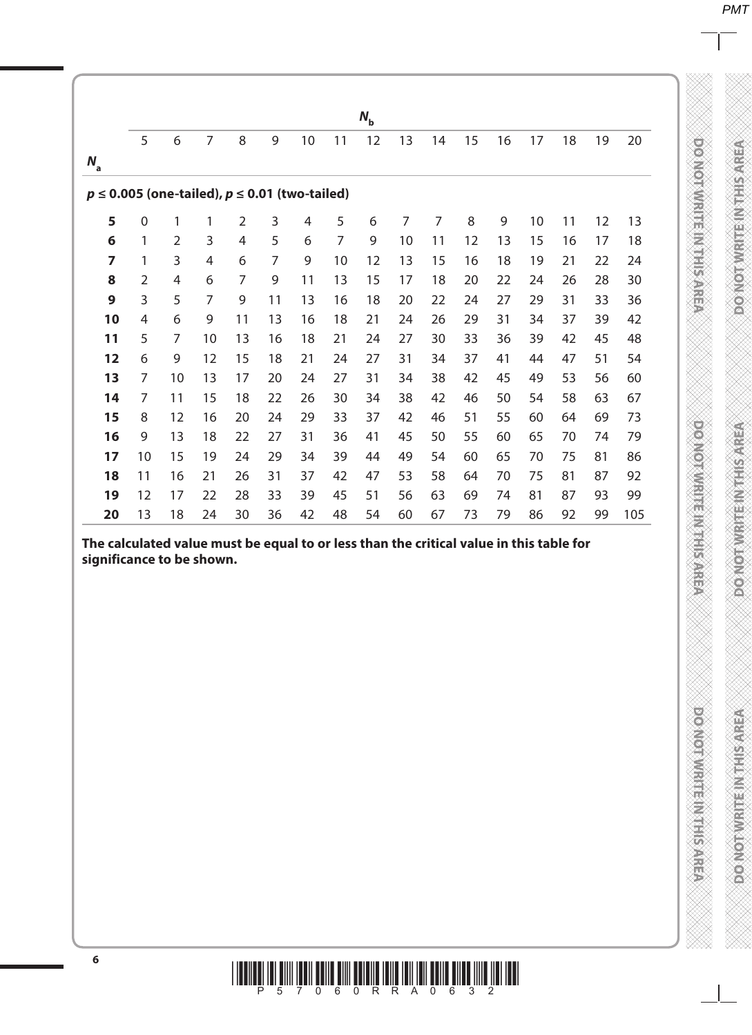| | $N_b$ | | | | | | | | | | | | | | | |
|---|---|---|---|---|---|---|---|---|---|---|---|---|---|---|---|---|
| $N_a$ | 5 | 6 | 7 | 8 | 9 | 10 | 11 | 12 | 13 | 14 | 15 | 16 | 17 | 18 | 19 | 20 |
| **$p \leq 0.005$ (one-tailed), $p \leq 0.01$ (two-tailed)** | | | | | | | | | | | | | | | | |
| **5** | 0 | 1 | 1 | 2 | 3 | 4 | 5 | 6 | 7 | 7 | 8 | 9 | 10 | 11 | 12 | 13 |
| **6** | 1 | 2 | 3 | 4 | 5 | 6 | 7 | 9 | 10 | 11 | 12 | 13 | 15 | 16 | 17 | 18 |
| **7** | 1 | 3 | 4 | 6 | 7 | 9 | 10 | 12 | 13 | 15 | 16 | 18 | 19 | 21 | 22 | 24 |
| **8** | 2 | 4 | 6 | 7 | 9 | 11 | 13 | 15 | 17 | 18 | 20 | 22 | 24 | 26 | 28 | 30 |
| **9** | 3 | 5 | 7 | 9 | 11 | 13 | 16 | 18 | 20 | 22 | 24 | 27 | 29 | 31 | 33 | 36 |
| **10** | 4 | 6 | 9 | 11 | 13 | 16 | 18 | 21 | 24 | 26 | 29 | 31 | 34 | 37 | 39 | 42 |
| **11** | 5 | 7 | 10 | 13 | 16 | 18 | 21 | 24 | 27 | 30 | 33 | 36 | 39 | 42 | 45 | 48 |
| **12** | 6 | 9 | 12 | 15 | 18 | 21 | 24 | 27 | 31 | 34 | 37 | 41 | 44 | 47 | 51 | 54 |
| **13** | 7 | 10 | 13 | 17 | 20 | 24 | 27 | 31 | 34 | 38 | 42 | 45 | 49 | 53 | 56 | 60 |
| **14** | 7 | 11 | 15 | 18 | 22 | 26 | 30 | 34 | 38 | 42 | 46 | 50 | 54 | 58 | 63 | 67 |
| **15** | 8 | 12 | 16 | 20 | 24 | 29 | 33 | 37 | 42 | 46 | 51 | 55 | 60 | 64 | 69 | 73 |
| **16** | 9 | 13 | 18 | 22 | 27 | 31 | 36 | 41 | 45 | 50 | 55 | 60 | 65 | 70 | 74 | 79 |
| **17** | 10 | 15 | 19 | 24 | 29 | 34 | 39 | 44 | 49 | 54 | 60 | 65 | 70 | 75 | 81 | 86 |
| **18** | 11 | 16 | 21 | 26 | 31 | 37 | 42 | 47 | 53 | 58 | 64 | 70 | 75 | 81 | 87 | 92 |
| **19** | 12 | 17 | 22 | 28 | 33 | 39 | 45 | 51 | 56 | 63 | 69 | 74 | 81 | 87 | 93 | 99 |
| **20** | 13 | 18 | 24 | 30 | 36 | 42 | 48 | 54 | 60 | 67 | 73 | 79 | 86 | 92 | 99 | 105 |

**The calculated value must be equal to or less than the critical value in this table for significance to be shown.**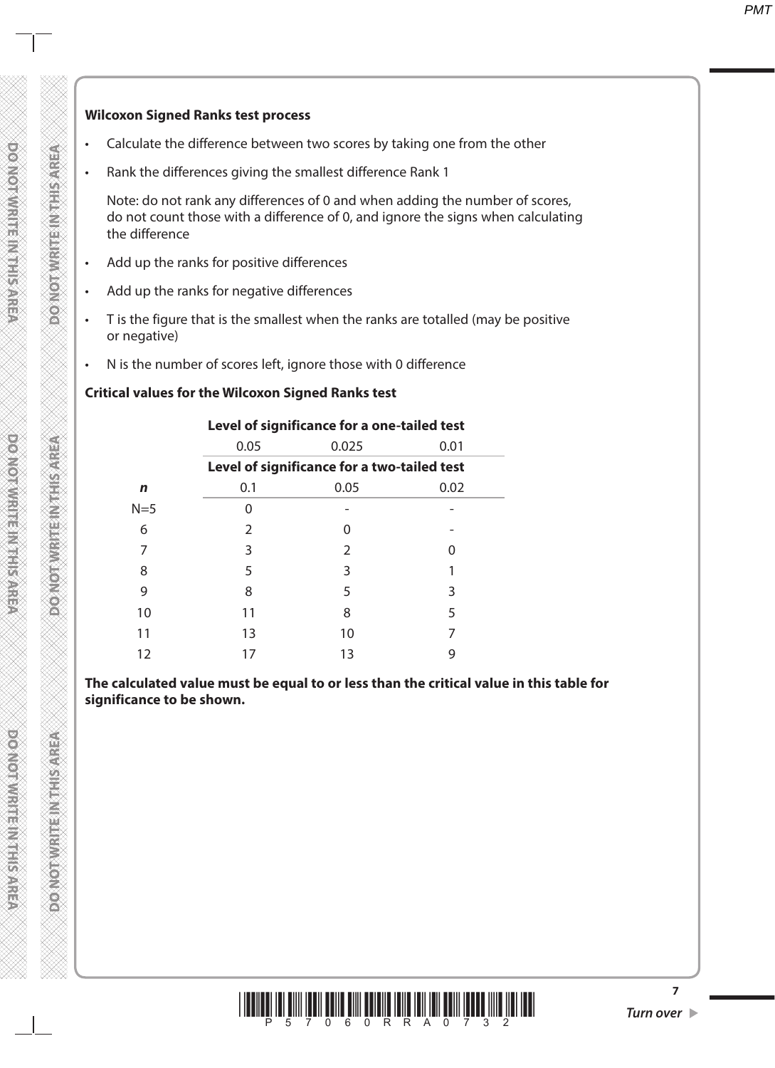**Wilcoxon Signed Ranks test process**

- Calculate the difference between two scores by taking one from the other
- Rank the differences giving the smallest difference Rank 1

  Note: do not rank any differences of 0 and when adding the number of scores, do not count those with a difference of 0, and ignore the signs when calculating the difference
- Add up the ranks for positive differences
- Add up the ranks for negative differences
- T is the figure that is the smallest when the ranks are totalled (may be positive or negative)
- N is the number of scores left, ignore those with 0 difference

**Critical values for the Wilcoxon Signed Ranks test**

| | **Level of significance for a one-tailed test** | | |
|---|---|---|---|
| | 0.05 | 0.025 | 0.01 |
| | **Level of significance for a two-tailed test** | | |
| ***n*** | 0.1 | 0.05 | 0.02 |
| N=5 | 0 | - | - |
| 6 | 2 | 0 | - |
| 7 | 3 | 2 | 0 |
| 8 | 5 | 3 | 1 |
| 9 | 8 | 5 | 3 |
| 10 | 11 | 8 | 5 |
| 11 | 13 | 10 | 7 |
| 12 | 17 | 13 | 9 |

**The calculated value must be equal to or less than the critical value in this table for significance to be shown.**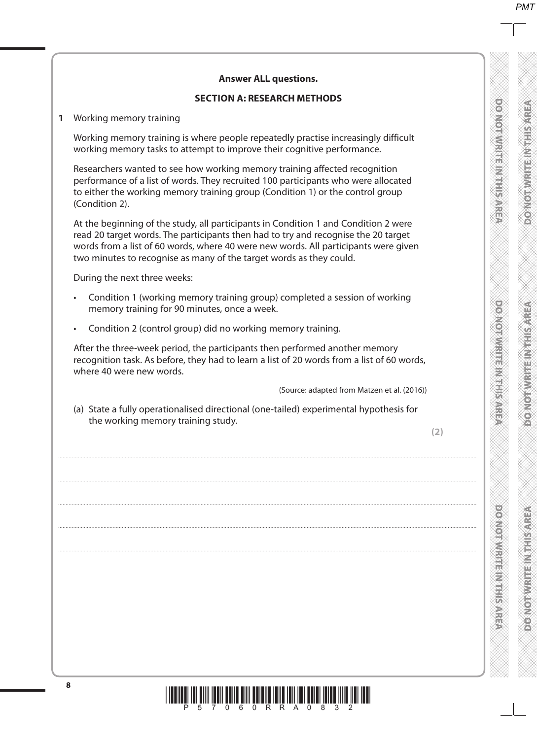**Answer ALL questions.**

**SECTION A: RESEARCH METHODS**

**1** Working memory training

Working memory training is where people repeatedly practise increasingly difficult working memory tasks to attempt to improve their cognitive performance.

Researchers wanted to see how working memory training affected recognition performance of a list of words. They recruited 100 participants who were allocated to either the working memory training group (Condition 1) or the control group (Condition 2).

At the beginning of the study, all participants in Condition 1 and Condition 2 were read 20 target words. The participants then had to try and recognise the 20 target words from a list of 60 words, where 40 were new words. All participants were given two minutes to recognise as many of the target words as they could.

During the next three weeks:

- Condition 1 (working memory training group) completed a session of working memory training for 90 minutes, once a week.
- Condition 2 (control group) did no working memory training.

After the three-week period, the participants then performed another memory recognition task. As before, they had to learn a list of 20 words from a list of 60 words, where 40 were new words.

(Source: adapted from Matzen et al. (2016))

(a) State a fully operationalised directional (one-tailed) experimental hypothesis for the working memory training study.

**(2)**

....................................................................................................................................................................................

....................................................................................................................................................................................

....................................................................................................................................................................................

....................................................................................................................................................................................

....................................................................................................................................................................................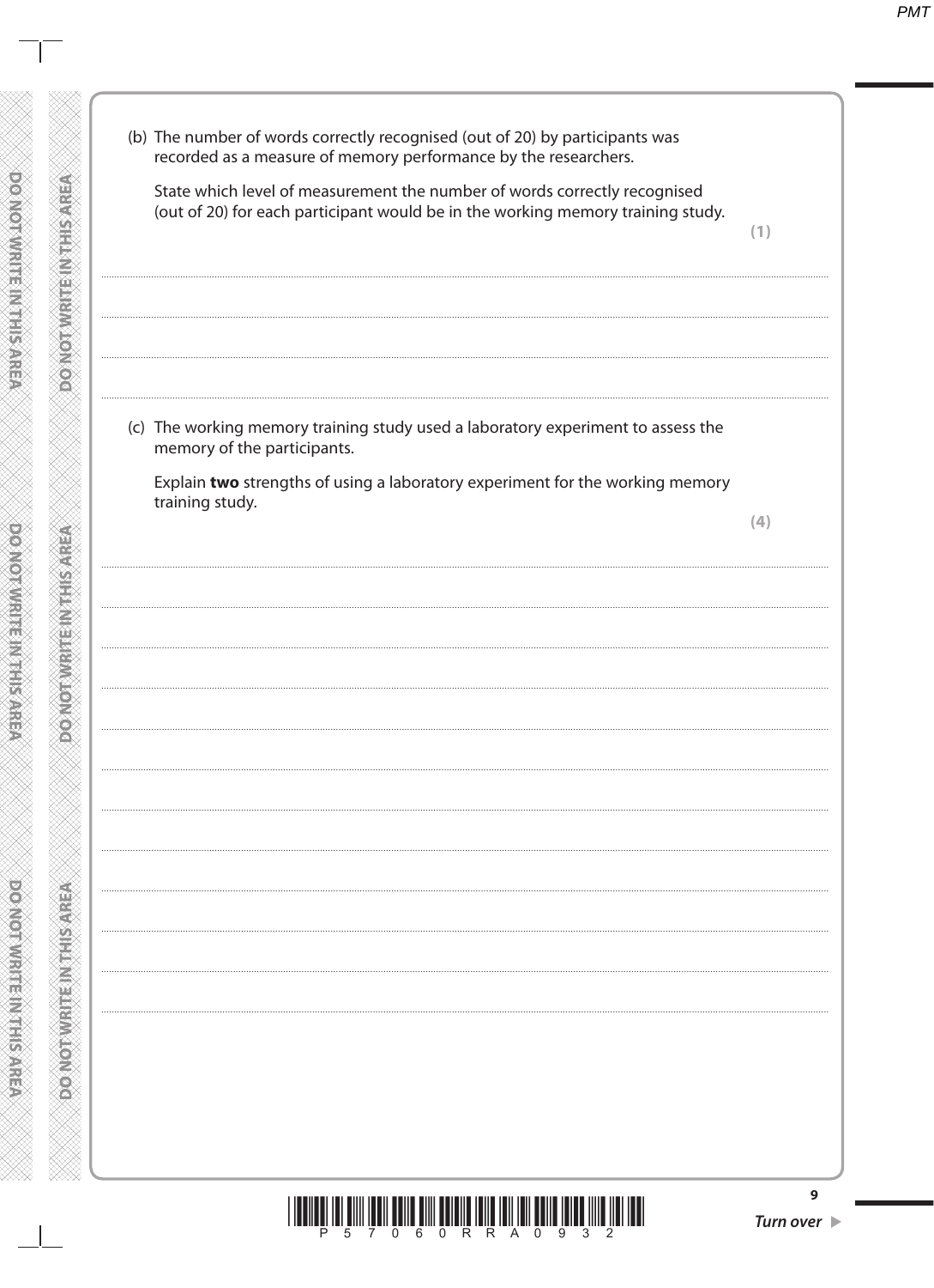(b) The number of words correctly recognised (out of 20) by participants was recorded as a measure of memory performance by the researchers.

State which level of measurement the number of words correctly recognised (out of 20) for each participant would be in the working memory training study.

**(1)**

(c) The working memory training study used a laboratory experiment to assess the memory of the participants.

Explain **two** strengths of using a laboratory experiment for the working memory training study.

**(4)**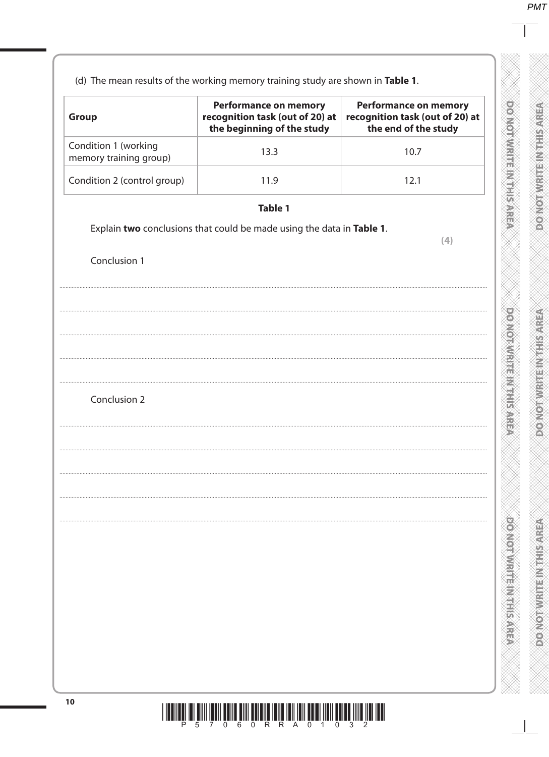(d) The mean results of the working memory training study are shown in **Table 1**.

| **Group** | **Performance on memory recognition task (out of 20) at the beginning of the study** | **Performance on memory recognition task (out of 20) at the end of the study** |
|---|---|---|
| Condition 1 (working memory training group) | 13.3 | 10.7 |
| Condition 2 (control group) | 11.9 | 12.1 |

**Table 1**

Explain **two** conclusions that could be made using the data in **Table 1**.

**(4)**

Conclusion 1

Conclusion 2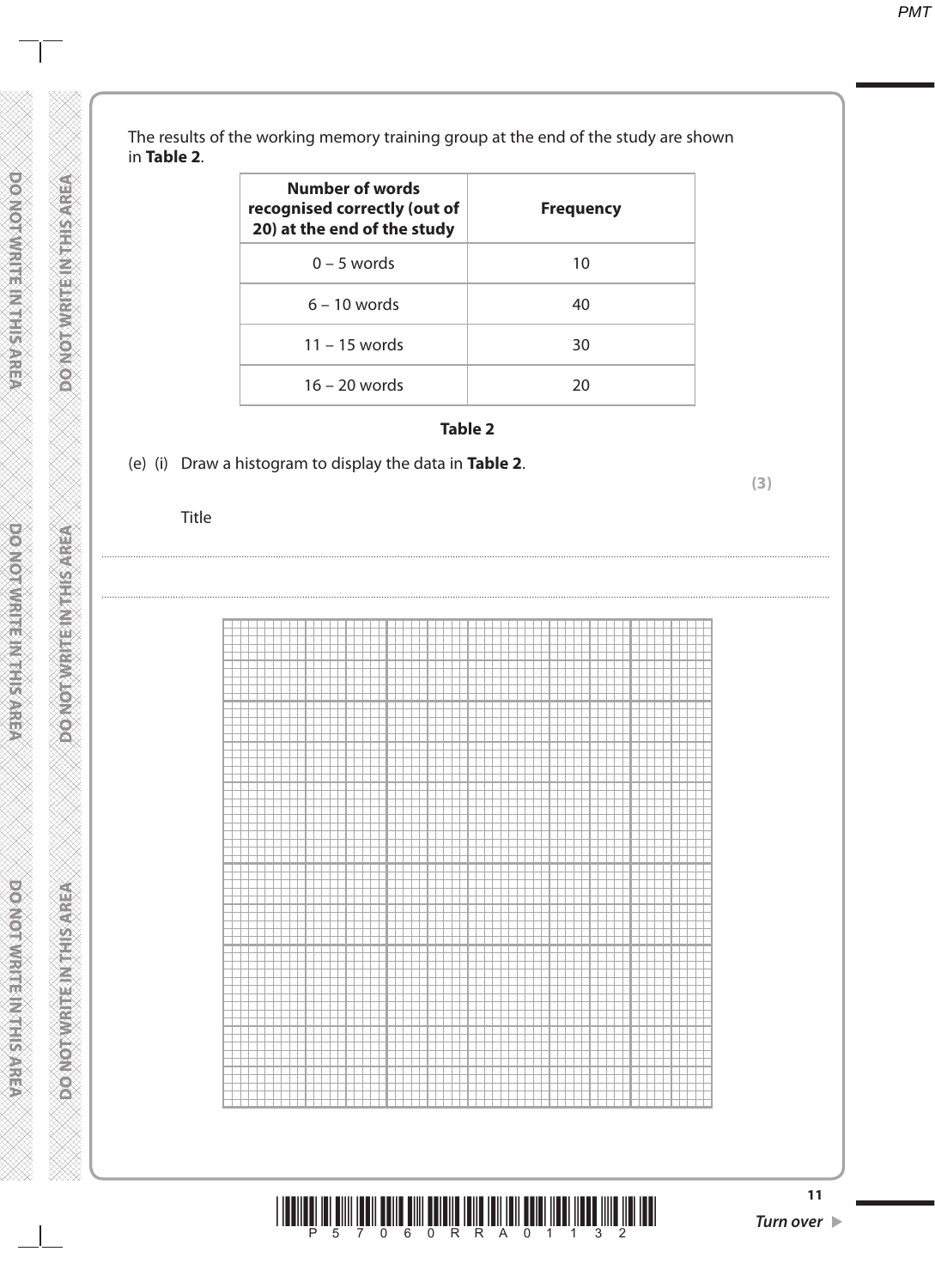The results of the working memory training group at the end of the study are shown in **Table 2**.

| Number of words recognised correctly (out of 20) at the end of the study | Frequency |
|---|---|
| 0 – 5 words | 10 |
| 6 – 10 words | 40 |
| 11 – 15 words | 30 |
| 16 – 20 words | 20 |

**Table 2**

(e) (i) Draw a histogram to display the data in **Table 2**.

**(3)**

Title

..............................................................................................................................................................................

..............................................................................................................................................................................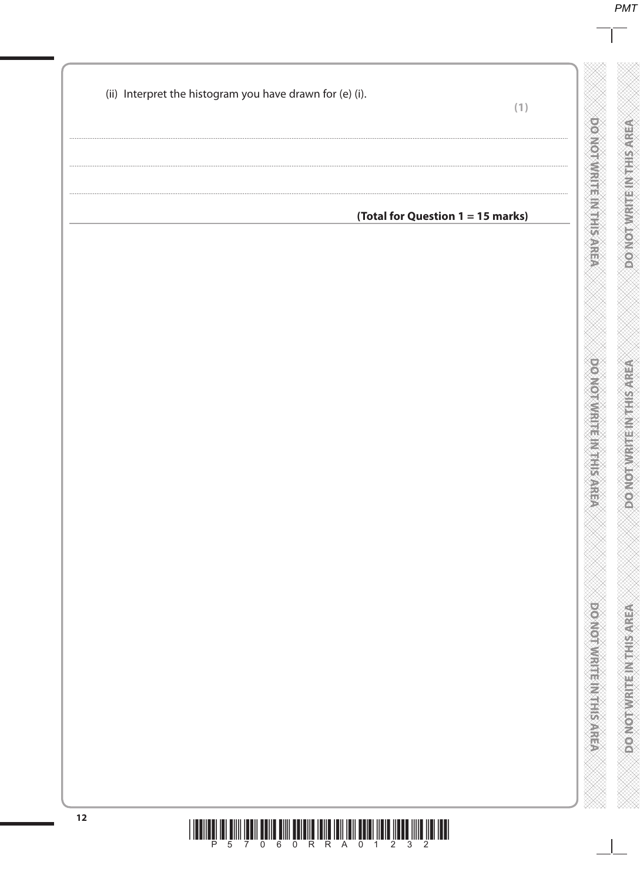(ii) Interpret the histogram you have drawn for (e) (i).

**(1)**

..............................................................................................................................................

..............................................................................................................................................

..............................................................................................................................................

**(Total for Question 1 = 15 marks)**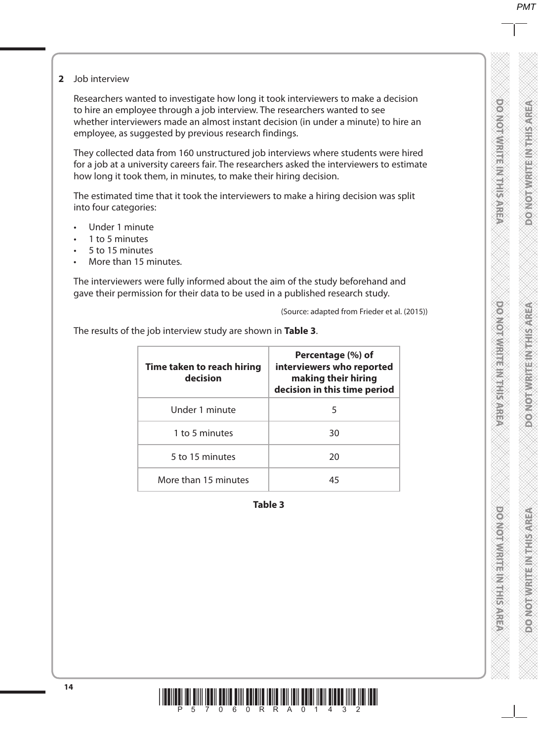**2** Job interview

Researchers wanted to investigate how long it took interviewers to make a decision to hire an employee through a job interview. The researchers wanted to see whether interviewers made an almost instant decision (in under a minute) to hire an employee, as suggested by previous research findings.

They collected data from 160 unstructured job interviews where students were hired for a job at a university careers fair. The researchers asked the interviewers to estimate how long it took them, in minutes, to make their hiring decision.

The estimated time that it took the interviewers to make a hiring decision was split into four categories:

- Under 1 minute
- 1 to 5 minutes
- 5 to 15 minutes
- More than 15 minutes.

The interviewers were fully informed about the aim of the study beforehand and gave their permission for their data to be used in a published research study.

(Source: adapted from Frieder et al. (2015))

The results of the job interview study are shown in **Table 3**.

| Time taken to reach hiring decision | Percentage (%) of interviewers who reported making their hiring decision in this time period |
|---|---|
| Under 1 minute | 5 |
| 1 to 5 minutes | 30 |
| 5 to 15 minutes | 20 |
| More than 15 minutes | 45 |

**Table 3**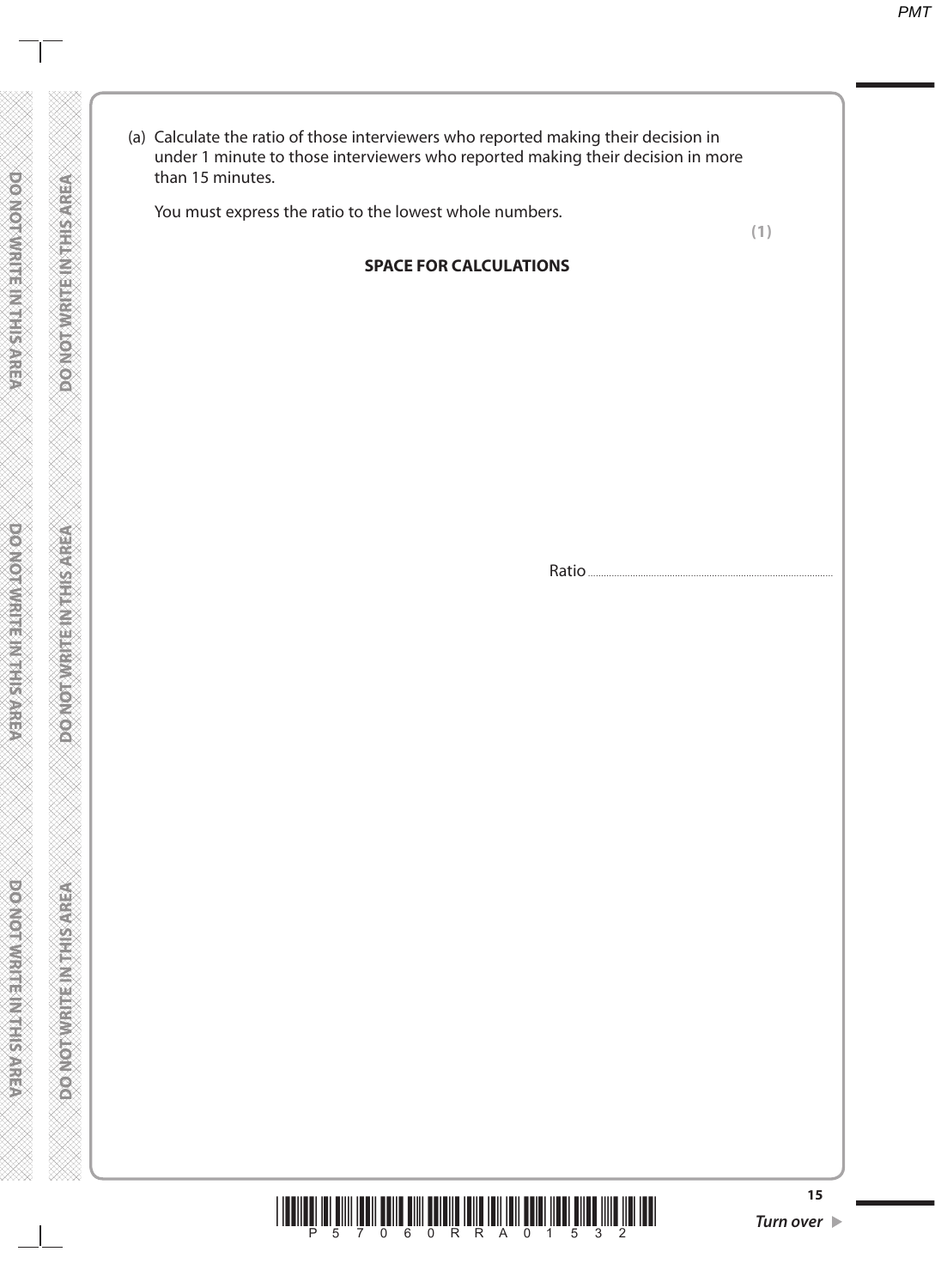(a) Calculate the ratio of those interviewers who reported making their decision in under 1 minute to those interviewers who reported making their decision in more than 15 minutes.

You must express the ratio to the lowest whole numbers.

**(1)**

**SPACE FOR CALCULATIONS**

Ratio ..............................................................................................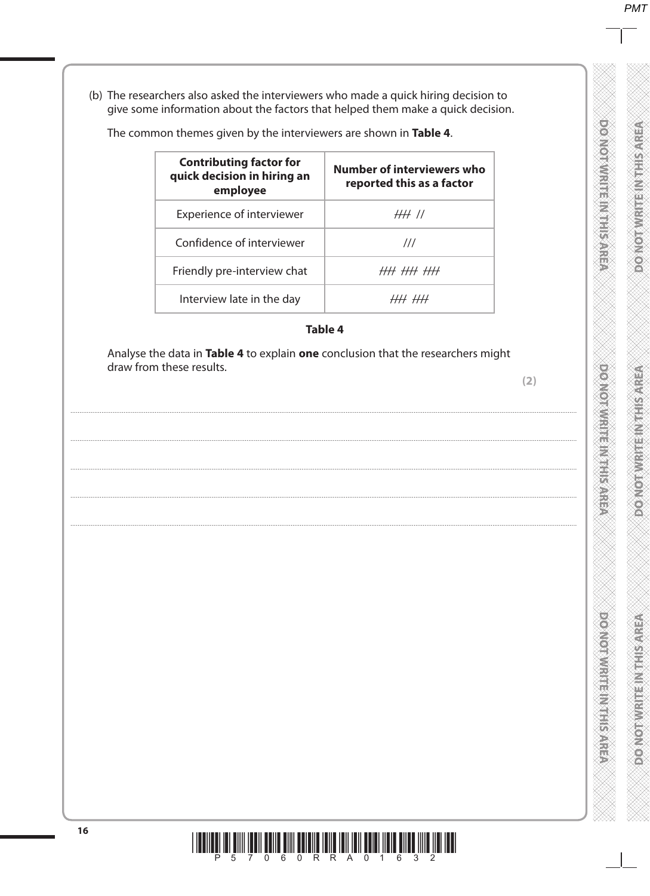(b) The researchers also asked the interviewers who made a quick hiring decision to give some information about the factors that helped them make a quick decision.

The common themes given by the interviewers are shown in **Table 4**.

| Contributing factor for quick decision in hiring an employee | Number of interviewers who reported this as a factor |
|---|---|
| Experience of interviewer | ~~////~~ // |
| Confidence of interviewer | /// |
| Friendly pre-interview chat | ~~////~~ ~~////~~ ~~////~~ |
| Interview late in the day | ~~////~~ ~~////~~ |

**Table 4**

Analyse the data in **Table 4** to explain **one** conclusion that the researchers might draw from these results.

**(2)**

....................................................................................................................................................

....................................................................................................................................................

....................................................................................................................................................

....................................................................................................................................................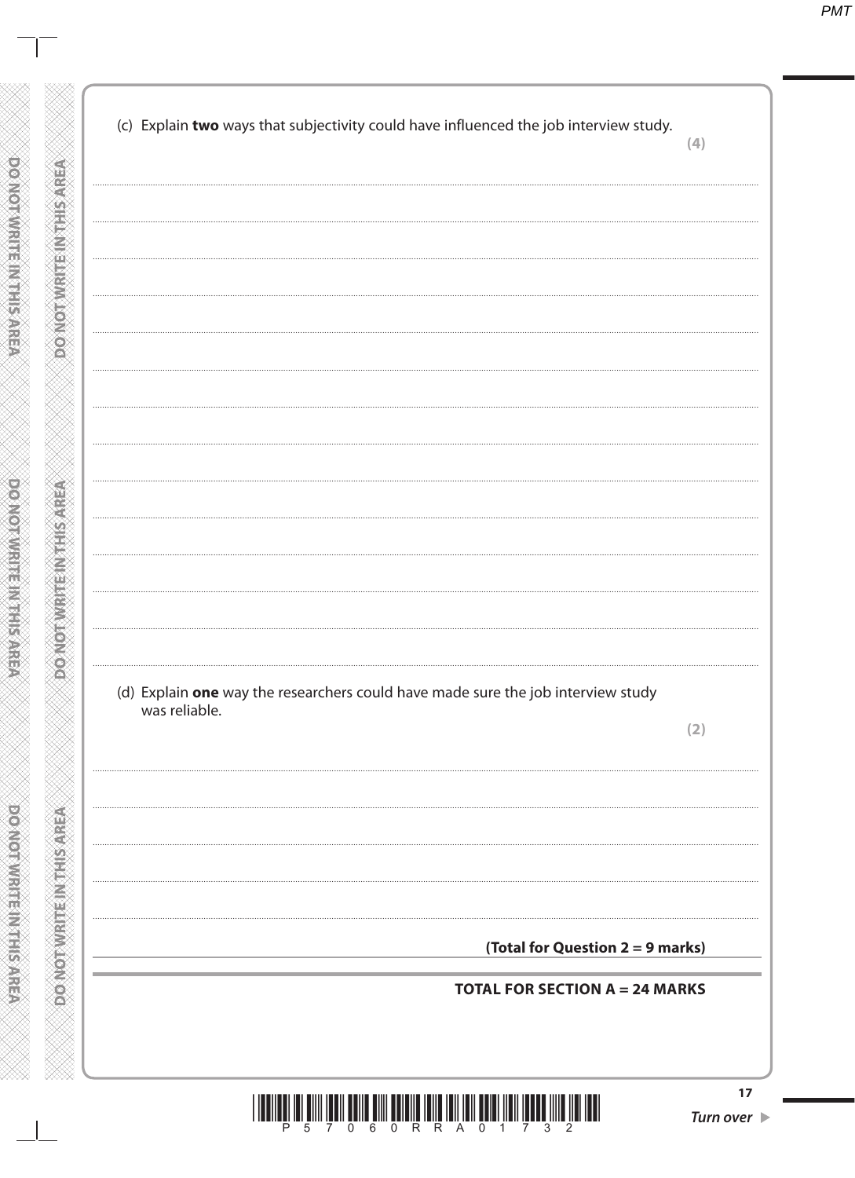(c) Explain **two** ways that subjectivity could have influenced the job interview study.

**(4)**

(d) Explain **one** way the researchers could have made sure the job interview study was reliable.

**(2)**

**(Total for Question 2 = 9 marks)**

**TOTAL FOR SECTION A = 24 MARKS**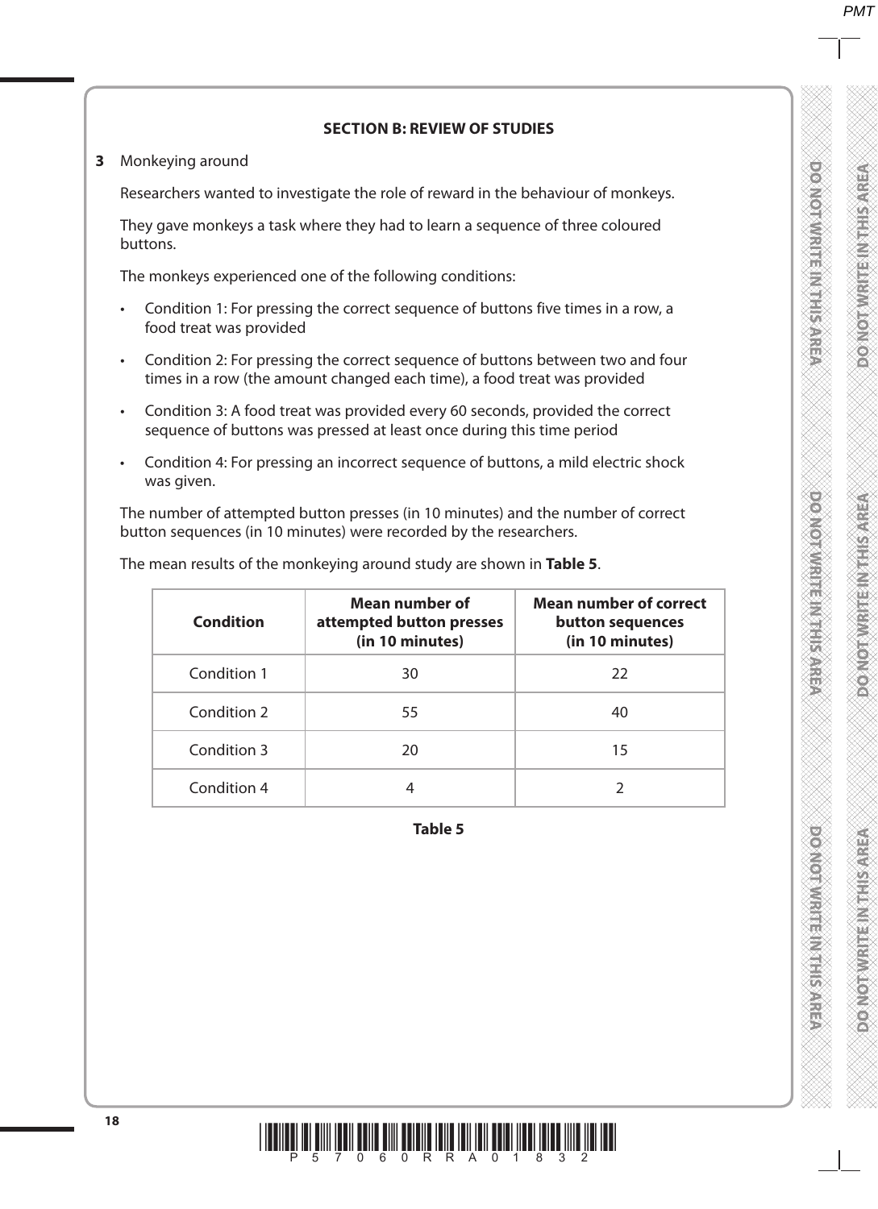**SECTION B: REVIEW OF STUDIES**

**3** Monkeying around

Researchers wanted to investigate the role of reward in the behaviour of monkeys.

They gave monkeys a task where they had to learn a sequence of three coloured buttons.

The monkeys experienced one of the following conditions:

- Condition 1: For pressing the correct sequence of buttons five times in a row, a food treat was provided
- Condition 2: For pressing the correct sequence of buttons between two and four times in a row (the amount changed each time), a food treat was provided
- Condition 3: A food treat was provided every 60 seconds, provided the correct sequence of buttons was pressed at least once during this time period
- Condition 4: For pressing an incorrect sequence of buttons, a mild electric shock was given.

The number of attempted button presses (in 10 minutes) and the number of correct button sequences (in 10 minutes) were recorded by the researchers.

The mean results of the monkeying around study are shown in **Table 5**.

| Condition | Mean number of attempted button presses (in 10 minutes) | Mean number of correct button sequences (in 10 minutes) |
|---|---|---|
| Condition 1 | 30 | 22 |
| Condition 2 | 55 | 40 |
| Condition 3 | 20 | 15 |
| Condition 4 | 4 | 2 |

**Table 5**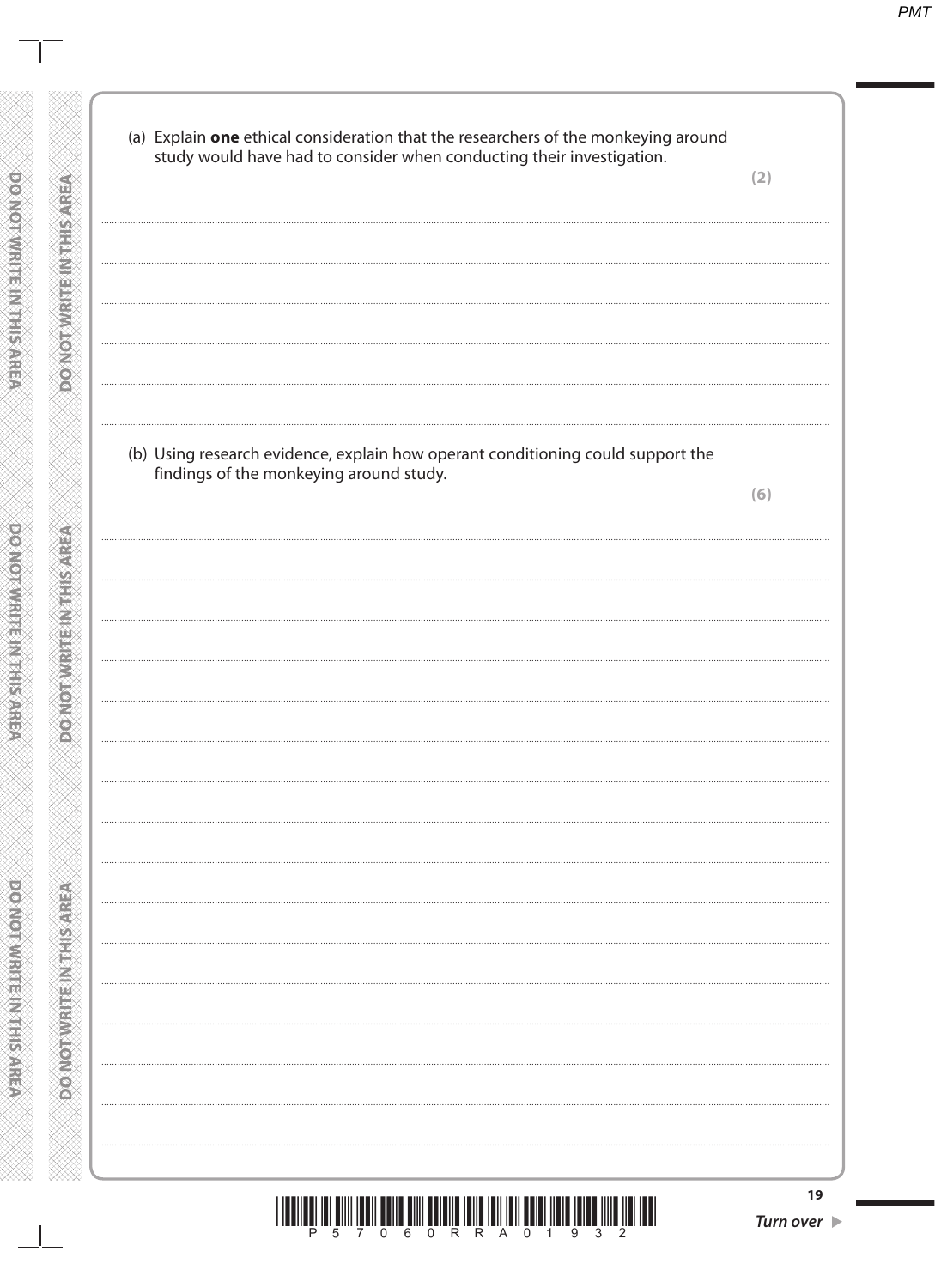(a) Explain **one** ethical consideration that the researchers of the monkeying around study would have had to consider when conducting their investigation.

**(2)**

..........................................................................................................................................................

..........................................................................................................................................................

..........................................................................................................................................................

..........................................................................................................................................................

..........................................................................................................................................................

(b) Using research evidence, explain how operant conditioning could support the findings of the monkeying around study.

**(6)**

..........................................................................................................................................................

..........................................................................................................................................................

..........................................................................................................................................................

..........................................................................................................................................................

..........................................................................................................................................................

..........................................................................................................................................................

..........................................................................................................................................................

..........................................................................................................................................................

..........................................................................................................................................................

..........................................................................................................................................................

..........................................................................................................................................................

..........................................................................................................................................................

..........................................................................................................................................................

..........................................................................................................................................................

..........................................................................................................................................................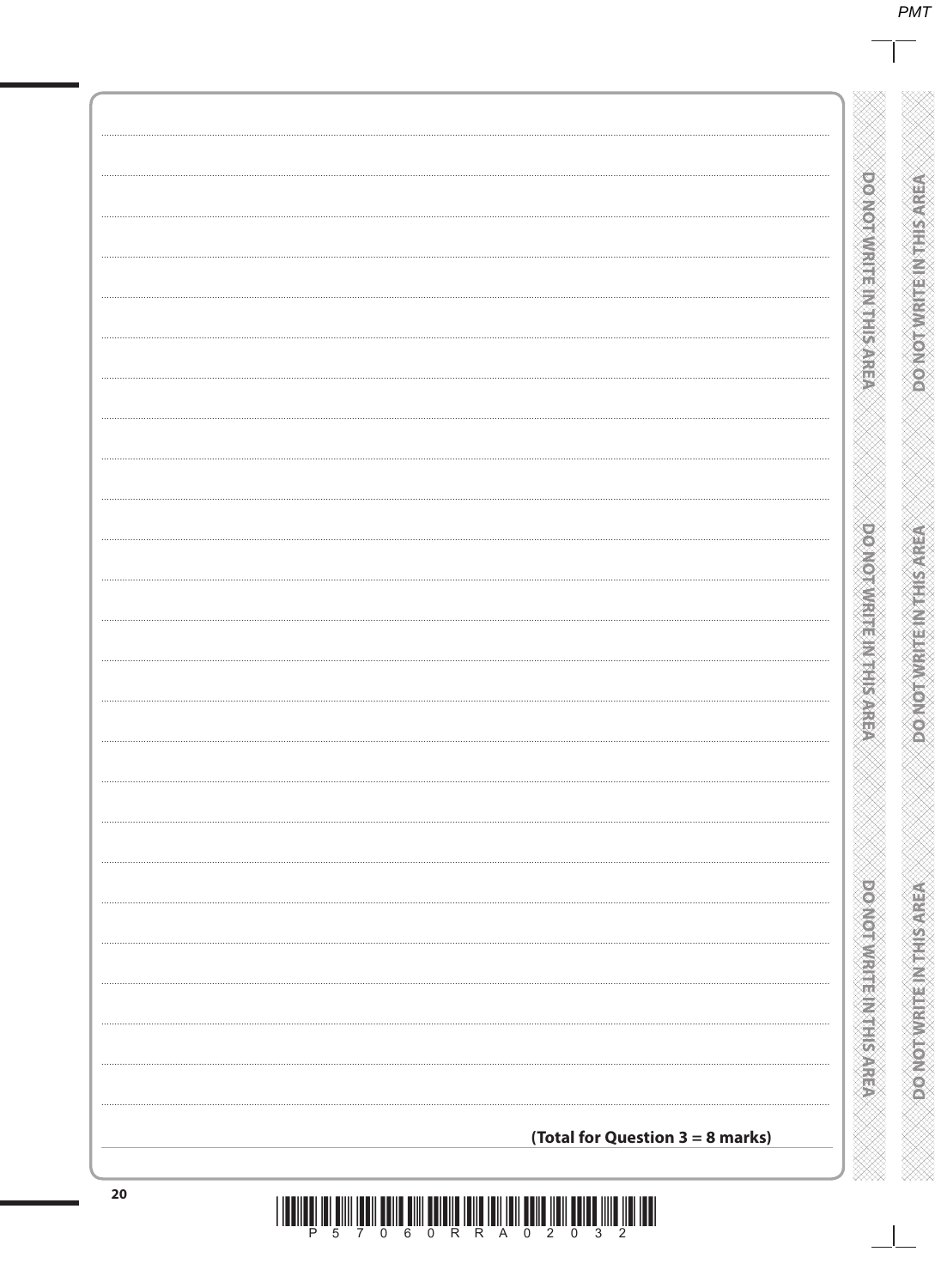**(Total for Question 3 = 8 marks)**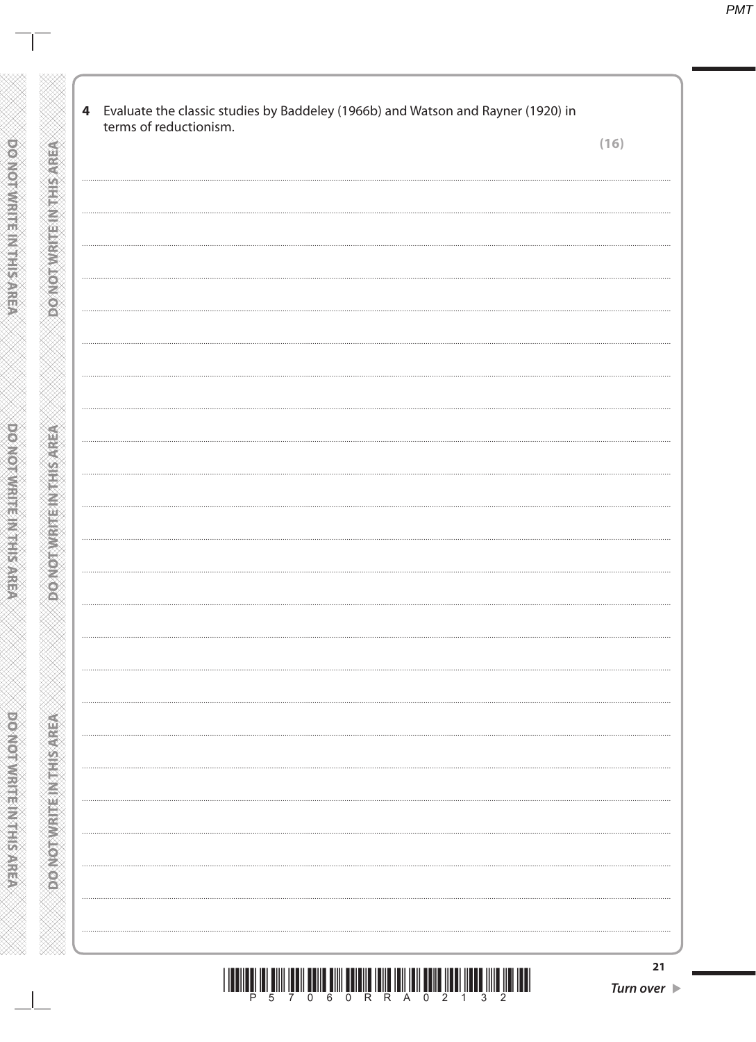**4** Evaluate the classic studies by Baddeley (1966b) and Watson and Rayner (1920) in terms of reductionism.

**(16)**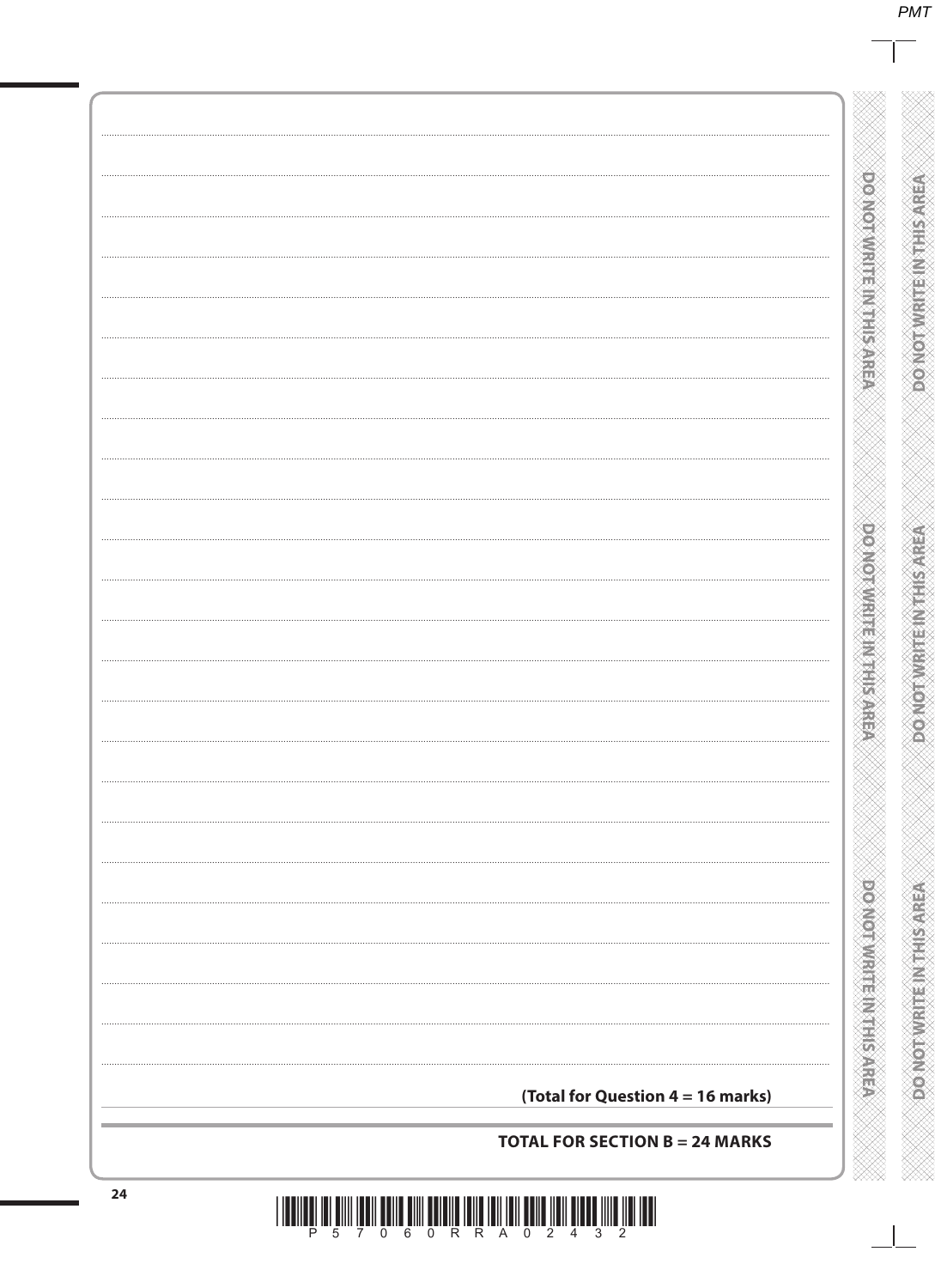**(Total for Question 4 = 16 marks)**

**TOTAL FOR SECTION B = 24 MARKS**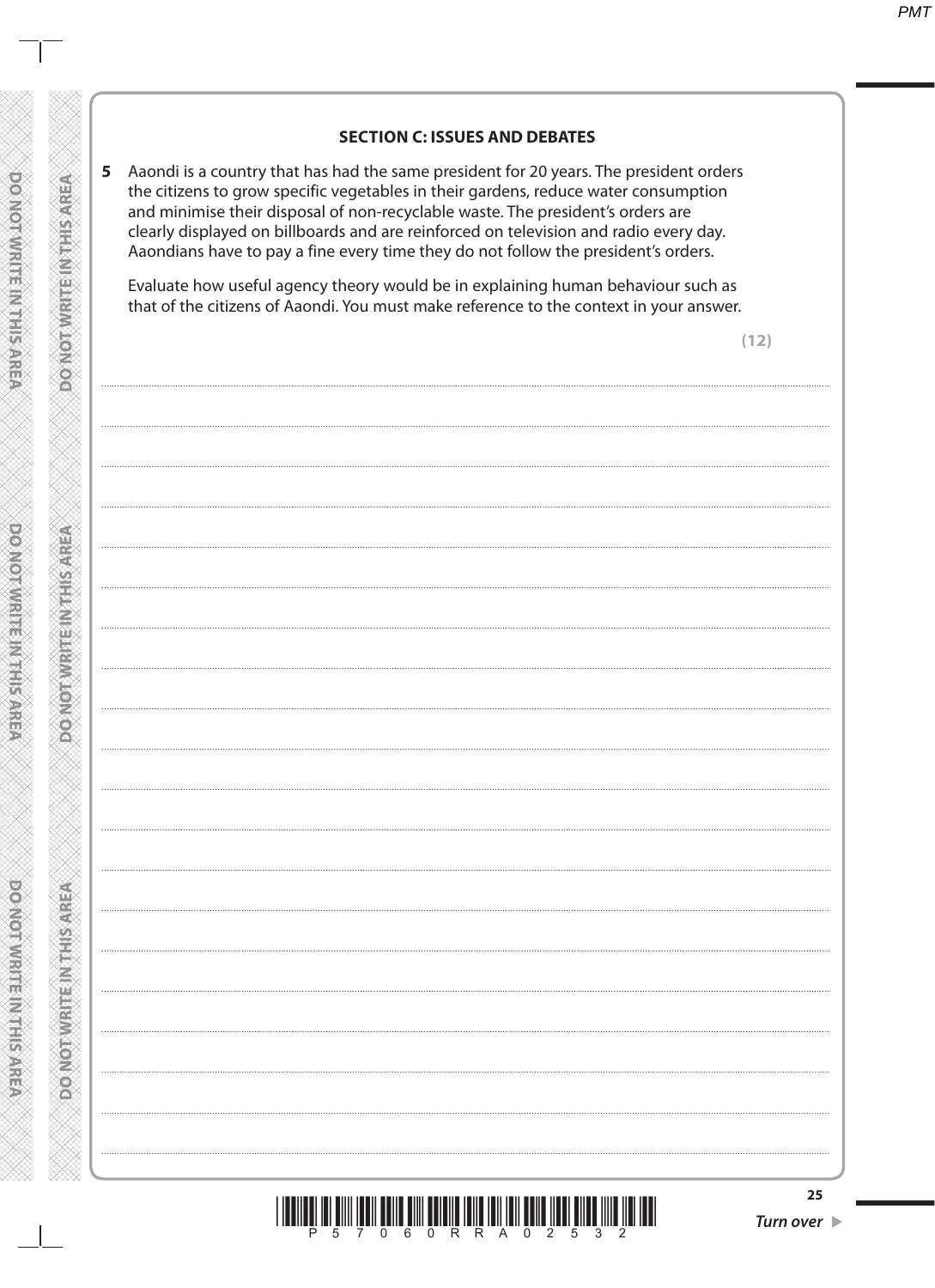## SECTION C: ISSUES AND DEBATES

**5** Aaondi is a country that has had the same president for 20 years. The president orders the citizens to grow specific vegetables in their gardens, reduce water consumption and minimise their disposal of non-recyclable waste. The president's orders are clearly displayed on billboards and are reinforced on television and radio every day. Aaondians have to pay a fine every time they do not follow the president's orders.

Evaluate how useful agency theory would be in explaining human behaviour such as that of the citizens of Aaondi. You must make reference to the context in your answer.

**(12)**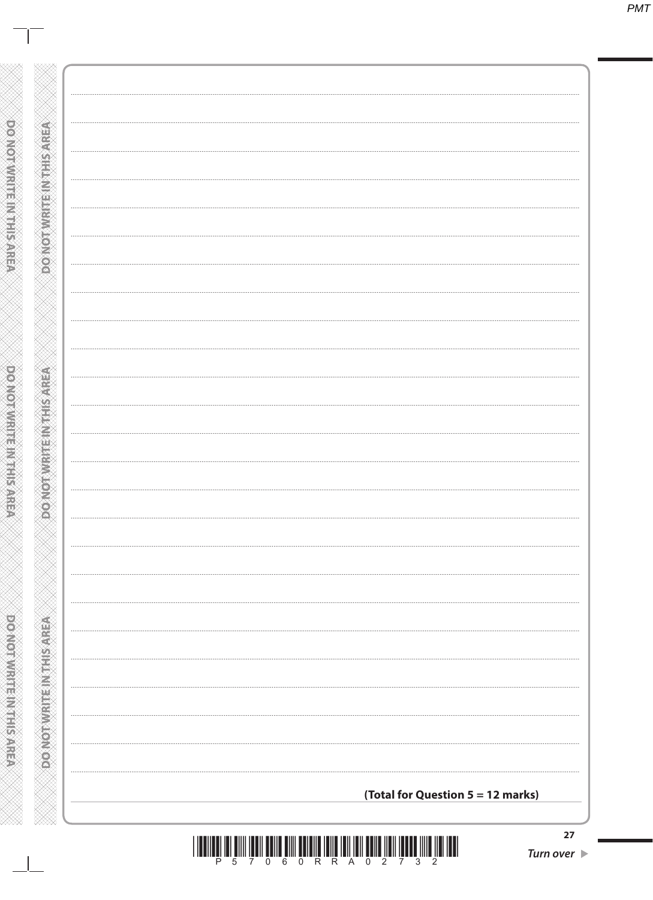**(Total for Question 5 = 12 marks)**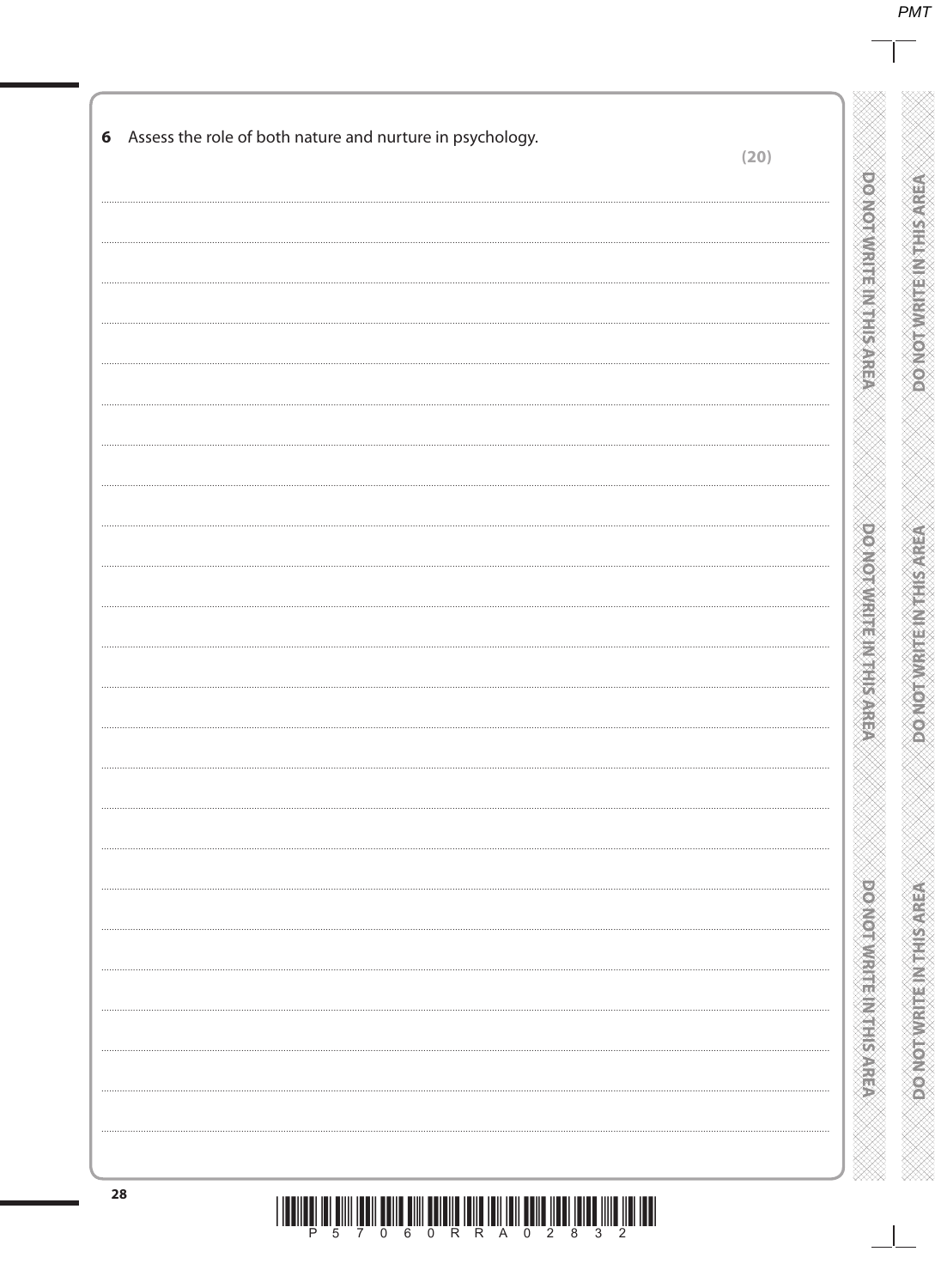**6** Assess the role of both nature and nurture in psychology.

**(20)**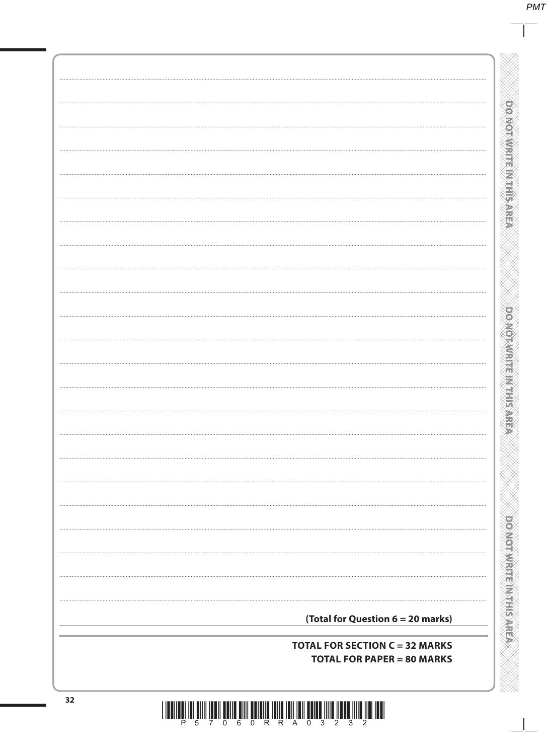**(Total for Question 6 = 20 marks)**

**TOTAL FOR SECTION C = 32 MARKS**

**TOTAL FOR PAPER = 80 MARKS**